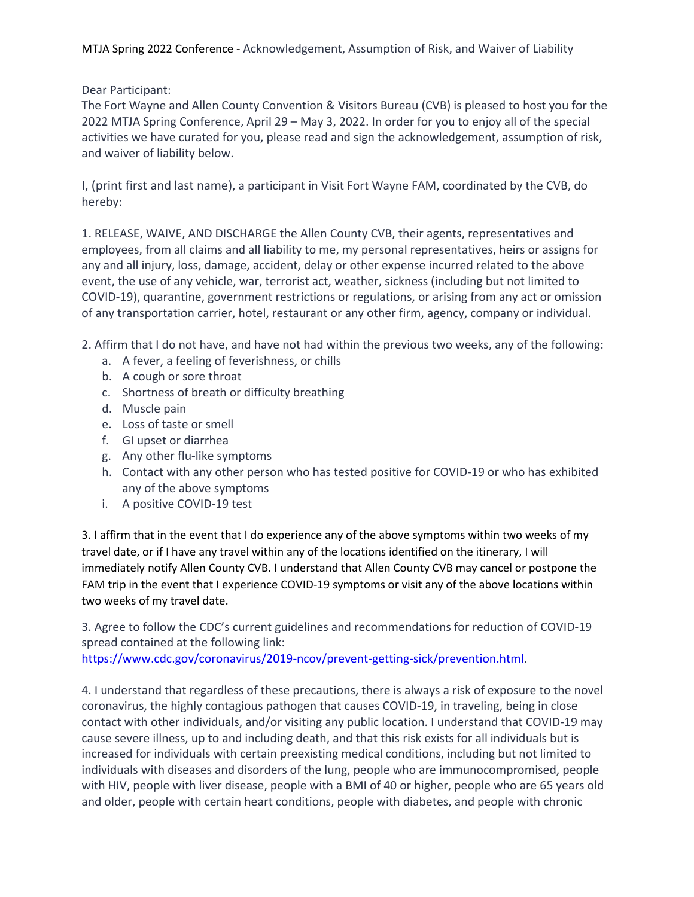MTJA Spring 2022 Conference - Acknowledgement, Assumption of Risk, and Waiver of Liability

Dear Participant:
The Fort Wayne and Allen County Convention & Visitors Bureau (CVB) is pleased to host you for the 2022 MTJA Spring Conference, April 29 – May 3, 2022. In order for you to enjoy all of the special activities we have curated for you, please read and sign the acknowledgement, assumption of risk, and waiver of liability below.

I, (print first and last name), a participant in Visit Fort Wayne FAM, coordinated by the CVB, do hereby:

1. RELEASE, WAIVE, AND DISCHARGE the Allen County CVB, their agents, representatives and employees, from all claims and all liability to me, my personal representatives, heirs or assigns for any and all injury, loss, damage, accident, delay or other expense incurred related to the above event, the use of any vehicle, war, terrorist act, weather, sickness (including but not limited to COVID-19), quarantine, government restrictions or regulations, or arising from any act or omission of any transportation carrier, hotel, restaurant or any other firm, agency, company or individual.

2. Affirm that I do not have, and have not had within the previous two weeks, any of the following:
   a. A fever, a feeling of feverishness, or chills
   b. A cough or sore throat
   c. Shortness of breath or difficulty breathing
   d. Muscle pain
   e. Loss of taste or smell
   f. GI upset or diarrhea
   g. Any other flu-like symptoms
   h. Contact with any other person who has tested positive for COVID-19 or who has exhibited any of the above symptoms
   i. A positive COVID-19 test

3. I affirm that in the event that I do experience any of the above symptoms within two weeks of my travel date, or if I have any travel within any of the locations identified on the itinerary, I will immediately notify Allen County CVB. I understand that Allen County CVB may cancel or postpone the FAM trip in the event that I experience COVID-19 symptoms or visit any of the above locations within two weeks of my travel date.

3. Agree to follow the CDC's current guidelines and recommendations for reduction of COVID-19 spread contained at the following link: https://www.cdc.gov/coronavirus/2019-ncov/prevent-getting-sick/prevention.html.

4. I understand that regardless of these precautions, there is always a risk of exposure to the novel coronavirus, the highly contagious pathogen that causes COVID-19, in traveling, being in close contact with other individuals, and/or visiting any public location. I understand that COVID-19 may cause severe illness, up to and including death, and that this risk exists for all individuals but is increased for individuals with certain preexisting medical conditions, including but not limited to individuals with diseases and disorders of the lung, people who are immunocompromised, people with HIV, people with liver disease, people with a BMI of 40 or higher, people who are 65 years old and older, people with certain heart conditions, people with diabetes, and people with chronic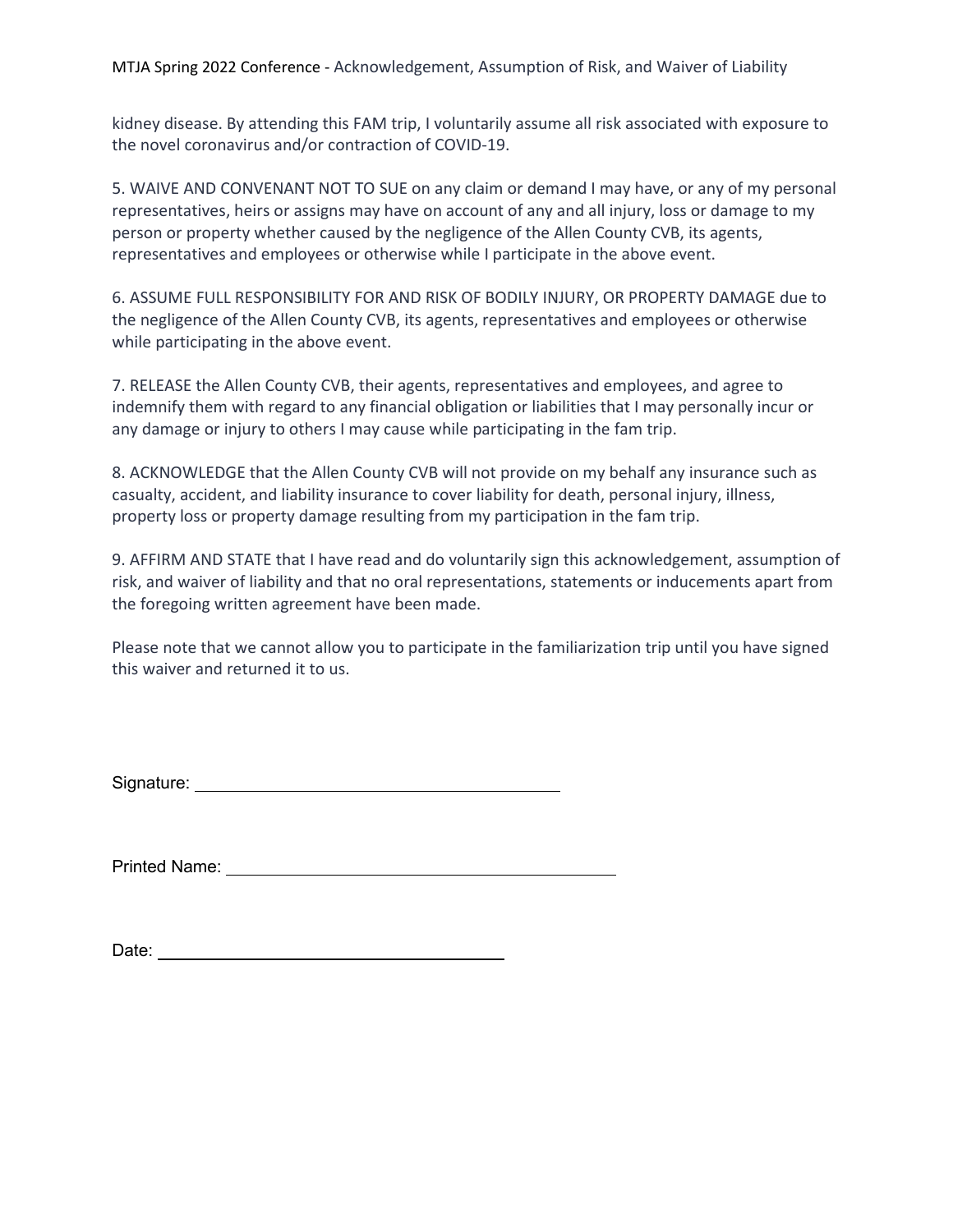kidney disease. By attending this FAM trip, I voluntarily assume all risk associated with exposure to the novel coronavirus and/or contraction of COVID-19.

5. WAIVE AND CONVENANT NOT TO SUE on any claim or demand I may have, or any of my personal representatives, heirs or assigns may have on account of any and all injury, loss or damage to my person or property whether caused by the negligence of the Allen County CVB, its agents, representatives and employees or otherwise while I participate in the above event.

6. ASSUME FULL RESPONSIBILITY FOR AND RISK OF BODILY INJURY, OR PROPERTY DAMAGE due to the negligence of the Allen County CVB, its agents, representatives and employees or otherwise while participating in the above event.

7. RELEASE the Allen County CVB, their agents, representatives and employees, and agree to indemnify them with regard to any financial obligation or liabilities that I may personally incur or any damage or injury to others I may cause while participating in the fam trip.

8. ACKNOWLEDGE that the Allen County CVB will not provide on my behalf any insurance such as casualty, accident, and liability insurance to cover liability for death, personal injury, illness, property loss or property damage resulting from my participation in the fam trip.

9. AFFIRM AND STATE that I have read and do voluntarily sign this acknowledgement, assumption of risk, and waiver of liability and that no oral representations, statements or inducements apart from the foregoing written agreement have been made.

Please note that we cannot allow you to participate in the familiarization trip until you have signed this waiver and returned it to us.

Signature: ______________________________

Printed Name: ______________________________

Date: ______________________________